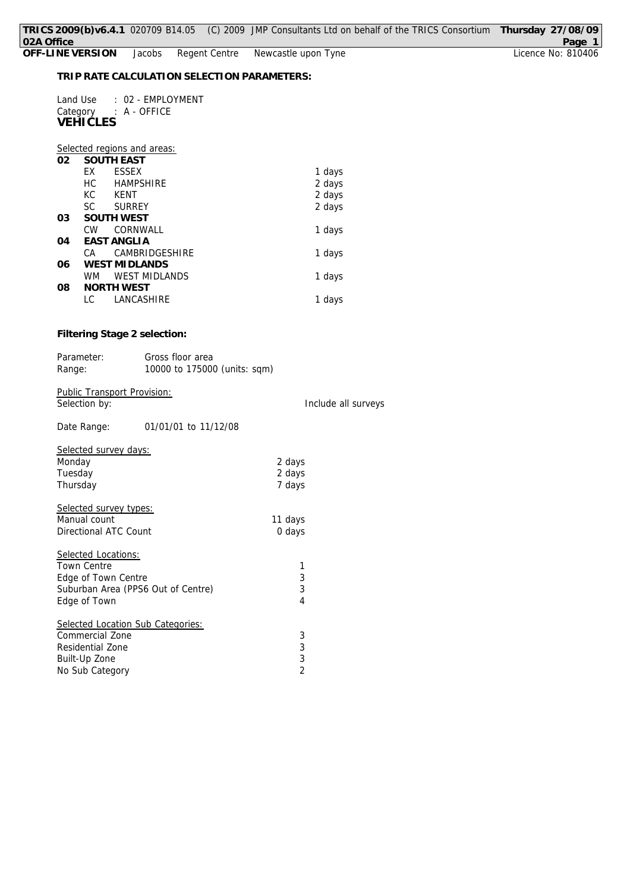## TRIP RATE CALCULATION SELECTION PARAMETERS:

Land Use : 02 - EMPLOYMENT
Category : A - OFFICE

**VEHICLES**

Selected regions and areas:

| | | | |
|---|---|---|---|
| **02** | **SOUTH EAST** | | |
| | EX | ESSEX | 1 days |
| | HC | HAMPSHIRE | 2 days |
| | KC | KENT | 2 days |
| | SC | SURREY | 2 days |
| **03** | **SOUTH WEST** | | |
| | CW | CORNWALL | 1 days |
| **04** | **EAST ANGLIA** | | |
| | CA | CAMBRIDGESHIRE | 1 days |
| **06** | **WEST MIDLANDS** | | |
| | WM | WEST MIDLANDS | 1 days |
| **08** | **NORTH WEST** | | |
| | LC | LANCASHIRE | 1 days |

**Filtering Stage 2 selection:**

Parameter: Gross floor area
Range: 10000 to 175000 (units: sqm)

Public Transport Provision:
Selection by: Include all surveys

Date Range: 01/01/01 to 11/12/08

Selected survey days:

| | |
|---|---|
| Monday | 2 days |
| Tuesday | 2 days |
| Thursday | 7 days |

Selected survey types:

| | |
|---|---|
| Manual count | 11 days |
| Directional ATC Count | 0 days |

Selected Locations:

| | |
|---|---|
| Town Centre | 1 |
| Edge of Town Centre | 3 |
| Suburban Area (PPS6 Out of Centre) | 3 |
| Edge of Town | 4 |

Selected Location Sub Categories:

| | |
|---|---|
| Commercial Zone | 3 |
| Residential Zone | 3 |
| Built-Up Zone | 3 |
| No Sub Category | 2 |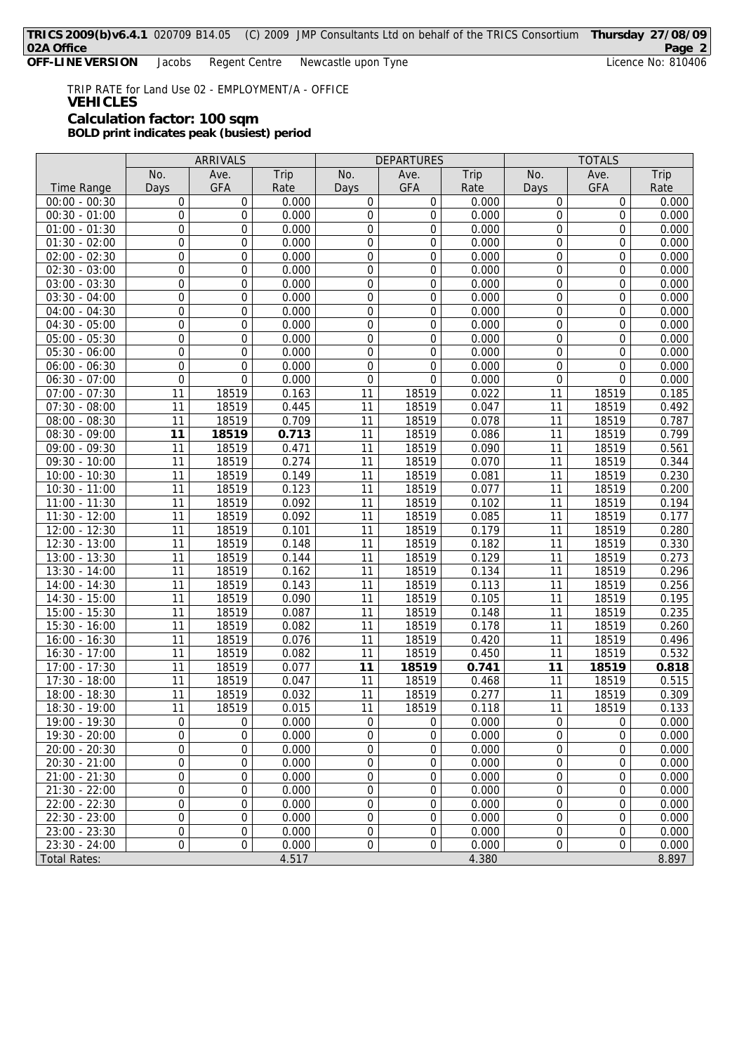TRIP RATE for Land Use 02 - EMPLOYMENT/A - OFFICE

**VEHICLES**

**Calculation factor: 100 sqm**

**BOLD print indicates peak (busiest) period**

| | ARRIVALS | | | DEPARTURES | | | TOTALS | | |
|---|---|---|---|---|---|---|---|---|---|
| Time Range | No. Days | Ave. GFA | Trip Rate | No. Days | Ave. GFA | Trip Rate | No. Days | Ave. GFA | Trip Rate |
| 00:00 - 00:30 | 0 | 0 | 0.000 | 0 | 0 | 0.000 | 0 | 0 | 0.000 |
| 00:30 - 01:00 | 0 | 0 | 0.000 | 0 | 0 | 0.000 | 0 | 0 | 0.000 |
| 01:00 - 01:30 | 0 | 0 | 0.000 | 0 | 0 | 0.000 | 0 | 0 | 0.000 |
| 01:30 - 02:00 | 0 | 0 | 0.000 | 0 | 0 | 0.000 | 0 | 0 | 0.000 |
| 02:00 - 02:30 | 0 | 0 | 0.000 | 0 | 0 | 0.000 | 0 | 0 | 0.000 |
| 02:30 - 03:00 | 0 | 0 | 0.000 | 0 | 0 | 0.000 | 0 | 0 | 0.000 |
| 03:00 - 03:30 | 0 | 0 | 0.000 | 0 | 0 | 0.000 | 0 | 0 | 0.000 |
| 03:30 - 04:00 | 0 | 0 | 0.000 | 0 | 0 | 0.000 | 0 | 0 | 0.000 |
| 04:00 - 04:30 | 0 | 0 | 0.000 | 0 | 0 | 0.000 | 0 | 0 | 0.000 |
| 04:30 - 05:00 | 0 | 0 | 0.000 | 0 | 0 | 0.000 | 0 | 0 | 0.000 |
| 05:00 - 05:30 | 0 | 0 | 0.000 | 0 | 0 | 0.000 | 0 | 0 | 0.000 |
| 05:30 - 06:00 | 0 | 0 | 0.000 | 0 | 0 | 0.000 | 0 | 0 | 0.000 |
| 06:00 - 06:30 | 0 | 0 | 0.000 | 0 | 0 | 0.000 | 0 | 0 | 0.000 |
| 06:30 - 07:00 | 0 | 0 | 0.000 | 0 | 0 | 0.000 | 0 | 0 | 0.000 |
| 07:00 - 07:30 | 11 | 18519 | 0.163 | 11 | 18519 | 0.022 | 11 | 18519 | 0.185 |
| 07:30 - 08:00 | 11 | 18519 | 0.445 | 11 | 18519 | 0.047 | 11 | 18519 | 0.492 |
| 08:00 - 08:30 | 11 | 18519 | 0.709 | 11 | 18519 | 0.078 | 11 | 18519 | 0.787 |
| 08:30 - 09:00 | **11** | **18519** | **0.713** | 11 | 18519 | 0.086 | 11 | 18519 | 0.799 |
| 09:00 - 09:30 | 11 | 18519 | 0.471 | 11 | 18519 | 0.090 | 11 | 18519 | 0.561 |
| 09:30 - 10:00 | 11 | 18519 | 0.274 | 11 | 18519 | 0.070 | 11 | 18519 | 0.344 |
| 10:00 - 10:30 | 11 | 18519 | 0.149 | 11 | 18519 | 0.081 | 11 | 18519 | 0.230 |
| 10:30 - 11:00 | 11 | 18519 | 0.123 | 11 | 18519 | 0.077 | 11 | 18519 | 0.200 |
| 11:00 - 11:30 | 11 | 18519 | 0.092 | 11 | 18519 | 0.102 | 11 | 18519 | 0.194 |
| 11:30 - 12:00 | 11 | 18519 | 0.092 | 11 | 18519 | 0.085 | 11 | 18519 | 0.177 |
| 12:00 - 12:30 | 11 | 18519 | 0.101 | 11 | 18519 | 0.179 | 11 | 18519 | 0.280 |
| 12:30 - 13:00 | 11 | 18519 | 0.148 | 11 | 18519 | 0.182 | 11 | 18519 | 0.330 |
| 13:00 - 13:30 | 11 | 18519 | 0.144 | 11 | 18519 | 0.129 | 11 | 18519 | 0.273 |
| 13:30 - 14:00 | 11 | 18519 | 0.162 | 11 | 18519 | 0.134 | 11 | 18519 | 0.296 |
| 14:00 - 14:30 | 11 | 18519 | 0.143 | 11 | 18519 | 0.113 | 11 | 18519 | 0.256 |
| 14:30 - 15:00 | 11 | 18519 | 0.090 | 11 | 18519 | 0.105 | 11 | 18519 | 0.195 |
| 15:00 - 15:30 | 11 | 18519 | 0.087 | 11 | 18519 | 0.148 | 11 | 18519 | 0.235 |
| 15:30 - 16:00 | 11 | 18519 | 0.082 | 11 | 18519 | 0.178 | 11 | 18519 | 0.260 |
| 16:00 - 16:30 | 11 | 18519 | 0.076 | 11 | 18519 | 0.420 | 11 | 18519 | 0.496 |
| 16:30 - 17:00 | 11 | 18519 | 0.082 | 11 | 18519 | 0.450 | 11 | 18519 | 0.532 |
| 17:00 - 17:30 | 11 | 18519 | 0.077 | **11** | **18519** | **0.741** | **11** | **18519** | **0.818** |
| 17:30 - 18:00 | 11 | 18519 | 0.047 | 11 | 18519 | 0.468 | 11 | 18519 | 0.515 |
| 18:00 - 18:30 | 11 | 18519 | 0.032 | 11 | 18519 | 0.277 | 11 | 18519 | 0.309 |
| 18:30 - 19:00 | 11 | 18519 | 0.015 | 11 | 18519 | 0.118 | 11 | 18519 | 0.133 |
| 19:00 - 19:30 | 0 | 0 | 0.000 | 0 | 0 | 0.000 | 0 | 0 | 0.000 |
| 19:30 - 20:00 | 0 | 0 | 0.000 | 0 | 0 | 0.000 | 0 | 0 | 0.000 |
| 20:00 - 20:30 | 0 | 0 | 0.000 | 0 | 0 | 0.000 | 0 | 0 | 0.000 |
| 20:30 - 21:00 | 0 | 0 | 0.000 | 0 | 0 | 0.000 | 0 | 0 | 0.000 |
| 21:00 - 21:30 | 0 | 0 | 0.000 | 0 | 0 | 0.000 | 0 | 0 | 0.000 |
| 21:30 - 22:00 | 0 | 0 | 0.000 | 0 | 0 | 0.000 | 0 | 0 | 0.000 |
| 22:00 - 22:30 | 0 | 0 | 0.000 | 0 | 0 | 0.000 | 0 | 0 | 0.000 |
| 22:30 - 23:00 | 0 | 0 | 0.000 | 0 | 0 | 0.000 | 0 | 0 | 0.000 |
| 23:00 - 23:30 | 0 | 0 | 0.000 | 0 | 0 | 0.000 | 0 | 0 | 0.000 |
| 23:30 - 24:00 | 0 | 0 | 0.000 | 0 | 0 | 0.000 | 0 | 0 | 0.000 |
| Total Rates: | | | 4.517 | | | 4.380 | | | 8.897 |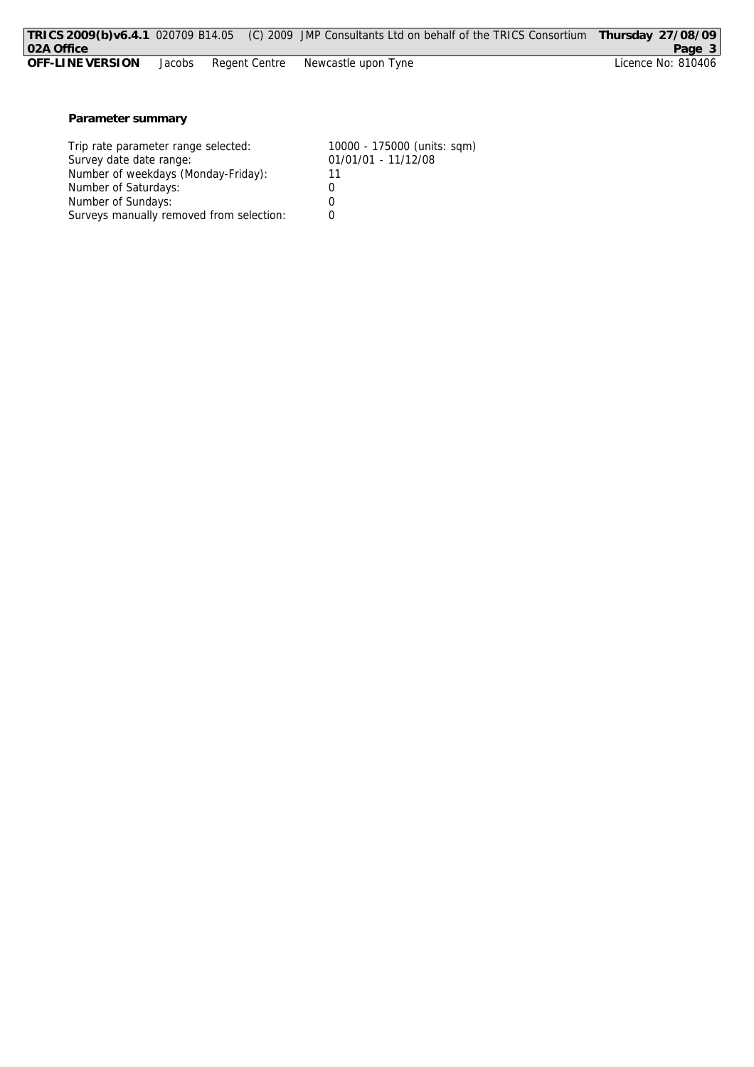**Parameter summary**

| | |
|---|---|
| Trip rate parameter range selected: | 10000 - 175000 (units: sqm) |
| Survey date date range: | 01/01/01 - 11/12/08 |
| Number of weekdays (Monday-Friday): | 11 |
| Number of Saturdays: | 0 |
| Number of Sundays: | 0 |
| Surveys manually removed from selection: | 0 |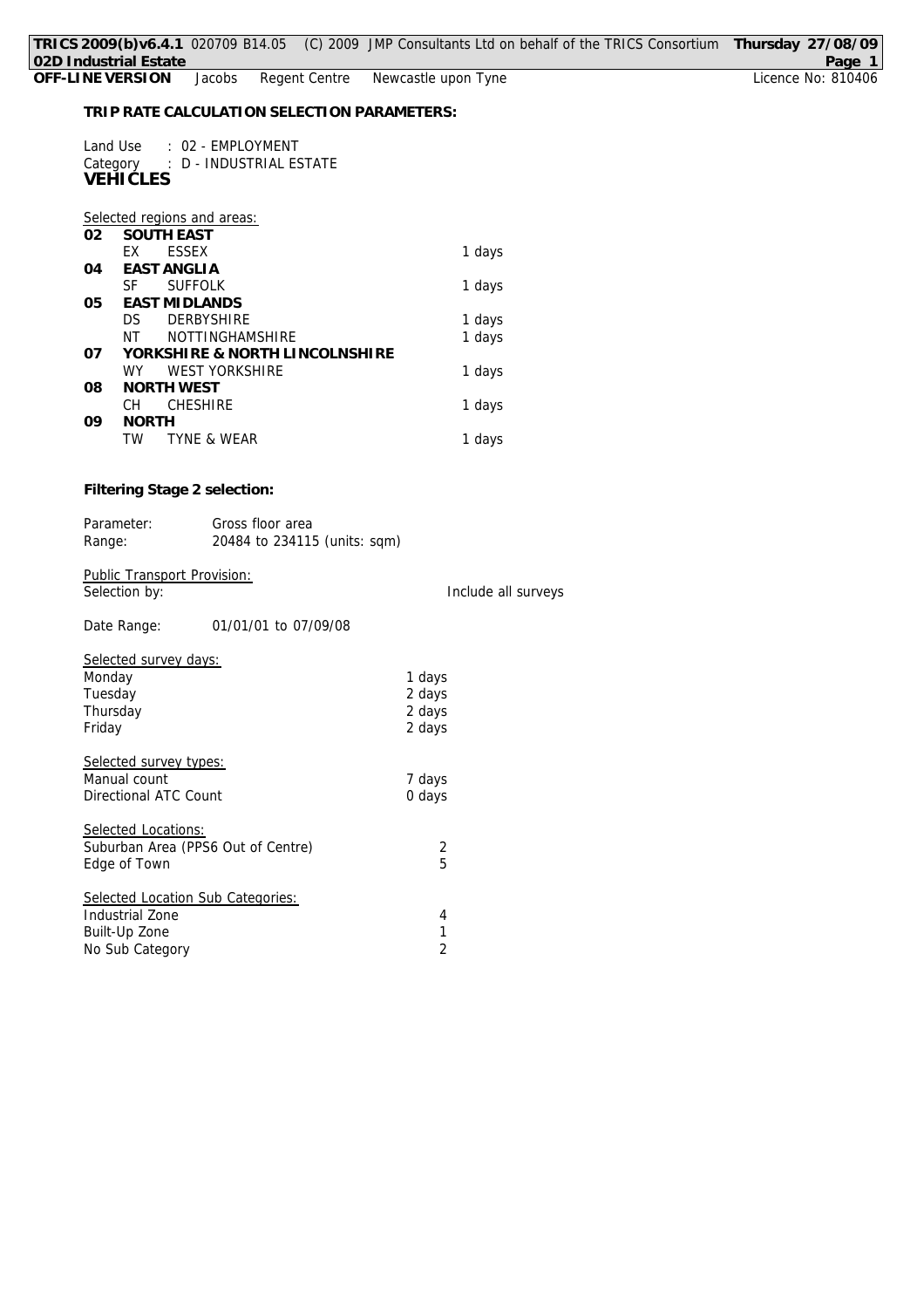**TRIP RATE CALCULATION SELECTION PARAMETERS:**

Land Use : 02 - EMPLOYMENT
Category : D - INDUSTRIAL ESTATE
**VEHICLES**

Selected regions and areas:

| | | |
|---|---|---|
| **02** | **SOUTH EAST** | |
| | EX ESSEX | 1 days |
| **04** | **EAST ANGLIA** | |
| | SF SUFFOLK | 1 days |
| **05** | **EAST MIDLANDS** | |
| | DS DERBYSHIRE | 1 days |
| | NT NOTTINGHAMSHIRE | 1 days |
| **07** | **YORKSHIRE & NORTH LINCOLNSHIRE** | |
| | WY WEST YORKSHIRE | 1 days |
| **08** | **NORTH WEST** | |
| | CH CHESHIRE | 1 days |
| **09** | **NORTH** | |
| | TW TYNE & WEAR | 1 days |

**Filtering Stage 2 selection:**

Parameter: Gross floor area
Range: 20484 to 234115 (units: sqm)

Public Transport Provision:
Selection by: Include all surveys

Date Range: 01/01/01 to 07/09/08

Selected survey days:

| | |
|---|---|
| Monday | 1 days |
| Tuesday | 2 days |
| Thursday | 2 days |
| Friday | 2 days |

Selected survey types:

| | |
|---|---|
| Manual count | 7 days |
| Directional ATC Count | 0 days |

Selected Locations:

| | |
|---|---|
| Suburban Area (PPS6 Out of Centre) | 2 |
| Edge of Town | 5 |

Selected Location Sub Categories:

| | |
|---|---|
| Industrial Zone | 4 |
| Built-Up Zone | 1 |
| No Sub Category | 2 |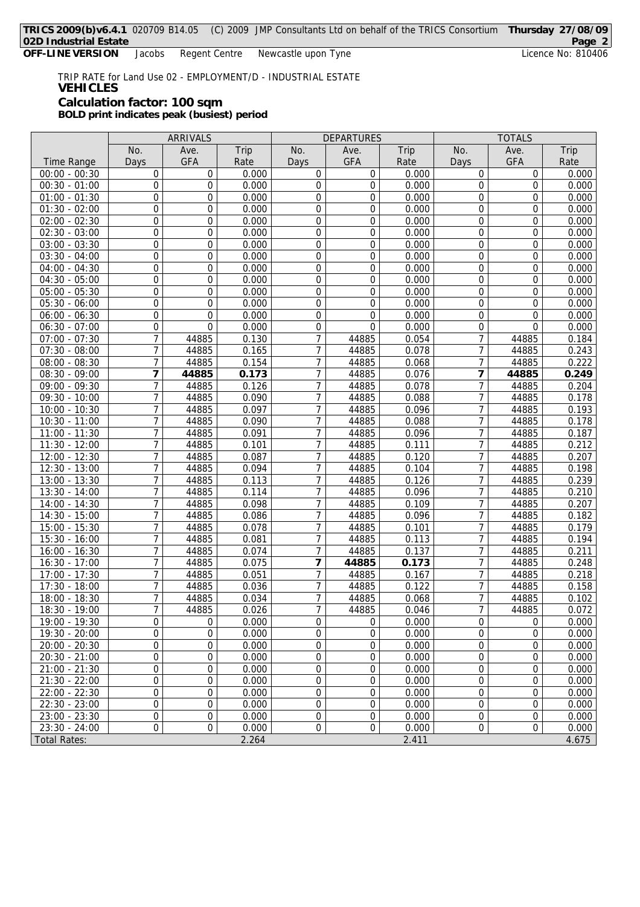TRIP RATE for Land Use 02 - EMPLOYMENT/D - INDUSTRIAL ESTATE

**VEHICLES**

**Calculation factor: 100 sqm**

**BOLD print indicates peak (busiest) period**

| | ARRIVALS | | | DEPARTURES | | | TOTALS | | |
|---|---|---|---|---|---|---|---|---|---|
| Time Range | No. Days | Ave. GFA | Trip Rate | No. Days | Ave. GFA | Trip Rate | No. Days | Ave. GFA | Trip Rate |
| 00:00 - 00:30 | 0 | 0 | 0.000 | 0 | 0 | 0.000 | 0 | 0 | 0.000 |
| 00:30 - 01:00 | 0 | 0 | 0.000 | 0 | 0 | 0.000 | 0 | 0 | 0.000 |
| 01:00 - 01:30 | 0 | 0 | 0.000 | 0 | 0 | 0.000 | 0 | 0 | 0.000 |
| 01:30 - 02:00 | 0 | 0 | 0.000 | 0 | 0 | 0.000 | 0 | 0 | 0.000 |
| 02:00 - 02:30 | 0 | 0 | 0.000 | 0 | 0 | 0.000 | 0 | 0 | 0.000 |
| 02:30 - 03:00 | 0 | 0 | 0.000 | 0 | 0 | 0.000 | 0 | 0 | 0.000 |
| 03:00 - 03:30 | 0 | 0 | 0.000 | 0 | 0 | 0.000 | 0 | 0 | 0.000 |
| 03:30 - 04:00 | 0 | 0 | 0.000 | 0 | 0 | 0.000 | 0 | 0 | 0.000 |
| 04:00 - 04:30 | 0 | 0 | 0.000 | 0 | 0 | 0.000 | 0 | 0 | 0.000 |
| 04:30 - 05:00 | 0 | 0 | 0.000 | 0 | 0 | 0.000 | 0 | 0 | 0.000 |
| 05:00 - 05:30 | 0 | 0 | 0.000 | 0 | 0 | 0.000 | 0 | 0 | 0.000 |
| 05:30 - 06:00 | 0 | 0 | 0.000 | 0 | 0 | 0.000 | 0 | 0 | 0.000 |
| 06:00 - 06:30 | 0 | 0 | 0.000 | 0 | 0 | 0.000 | 0 | 0 | 0.000 |
| 06:30 - 07:00 | 0 | 0 | 0.000 | 0 | 0 | 0.000 | 0 | 0 | 0.000 |
| 07:00 - 07:30 | 7 | 44885 | 0.130 | 7 | 44885 | 0.054 | 7 | 44885 | 0.184 |
| 07:30 - 08:00 | 7 | 44885 | 0.165 | 7 | 44885 | 0.078 | 7 | 44885 | 0.243 |
| 08:00 - 08:30 | 7 | 44885 | 0.154 | 7 | 44885 | 0.068 | 7 | 44885 | 0.222 |
| 08:30 - 09:00 | **7** | **44885** | **0.173** | 7 | 44885 | 0.076 | **7** | **44885** | **0.249** |
| 09:00 - 09:30 | 7 | 44885 | 0.126 | 7 | 44885 | 0.078 | 7 | 44885 | 0.204 |
| 09:30 - 10:00 | 7 | 44885 | 0.090 | 7 | 44885 | 0.088 | 7 | 44885 | 0.178 |
| 10:00 - 10:30 | 7 | 44885 | 0.097 | 7 | 44885 | 0.096 | 7 | 44885 | 0.193 |
| 10:30 - 11:00 | 7 | 44885 | 0.090 | 7 | 44885 | 0.088 | 7 | 44885 | 0.178 |
| 11:00 - 11:30 | 7 | 44885 | 0.091 | 7 | 44885 | 0.096 | 7 | 44885 | 0.187 |
| 11:30 - 12:00 | 7 | 44885 | 0.101 | 7 | 44885 | 0.111 | 7 | 44885 | 0.212 |
| 12:00 - 12:30 | 7 | 44885 | 0.087 | 7 | 44885 | 0.120 | 7 | 44885 | 0.207 |
| 12:30 - 13:00 | 7 | 44885 | 0.094 | 7 | 44885 | 0.104 | 7 | 44885 | 0.198 |
| 13:00 - 13:30 | 7 | 44885 | 0.113 | 7 | 44885 | 0.126 | 7 | 44885 | 0.239 |
| 13:30 - 14:00 | 7 | 44885 | 0.114 | 7 | 44885 | 0.096 | 7 | 44885 | 0.210 |
| 14:00 - 14:30 | 7 | 44885 | 0.098 | 7 | 44885 | 0.109 | 7 | 44885 | 0.207 |
| 14:30 - 15:00 | 7 | 44885 | 0.086 | 7 | 44885 | 0.096 | 7 | 44885 | 0.182 |
| 15:00 - 15:30 | 7 | 44885 | 0.078 | 7 | 44885 | 0.101 | 7 | 44885 | 0.179 |
| 15:30 - 16:00 | 7 | 44885 | 0.081 | 7 | 44885 | 0.113 | 7 | 44885 | 0.194 |
| 16:00 - 16:30 | 7 | 44885 | 0.074 | 7 | 44885 | 0.137 | 7 | 44885 | 0.211 |
| 16:30 - 17:00 | 7 | 44885 | 0.075 | **7** | **44885** | **0.173** | 7 | 44885 | 0.248 |
| 17:00 - 17:30 | 7 | 44885 | 0.051 | 7 | 44885 | 0.167 | 7 | 44885 | 0.218 |
| 17:30 - 18:00 | 7 | 44885 | 0.036 | 7 | 44885 | 0.122 | 7 | 44885 | 0.158 |
| 18:00 - 18:30 | 7 | 44885 | 0.034 | 7 | 44885 | 0.068 | 7 | 44885 | 0.102 |
| 18:30 - 19:00 | 7 | 44885 | 0.026 | 7 | 44885 | 0.046 | 7 | 44885 | 0.072 |
| 19:00 - 19:30 | 0 | 0 | 0.000 | 0 | 0 | 0.000 | 0 | 0 | 0.000 |
| 19:30 - 20:00 | 0 | 0 | 0.000 | 0 | 0 | 0.000 | 0 | 0 | 0.000 |
| 20:00 - 20:30 | 0 | 0 | 0.000 | 0 | 0 | 0.000 | 0 | 0 | 0.000 |
| 20:30 - 21:00 | 0 | 0 | 0.000 | 0 | 0 | 0.000 | 0 | 0 | 0.000 |
| 21:00 - 21:30 | 0 | 0 | 0.000 | 0 | 0 | 0.000 | 0 | 0 | 0.000 |
| 21:30 - 22:00 | 0 | 0 | 0.000 | 0 | 0 | 0.000 | 0 | 0 | 0.000 |
| 22:00 - 22:30 | 0 | 0 | 0.000 | 0 | 0 | 0.000 | 0 | 0 | 0.000 |
| 22:30 - 23:00 | 0 | 0 | 0.000 | 0 | 0 | 0.000 | 0 | 0 | 0.000 |
| 23:00 - 23:30 | 0 | 0 | 0.000 | 0 | 0 | 0.000 | 0 | 0 | 0.000 |
| 23:30 - 24:00 | 0 | 0 | 0.000 | 0 | 0 | 0.000 | 0 | 0 | 0.000 |
| Total Rates: | | | 2.264 | | | 2.411 | | | 4.675 |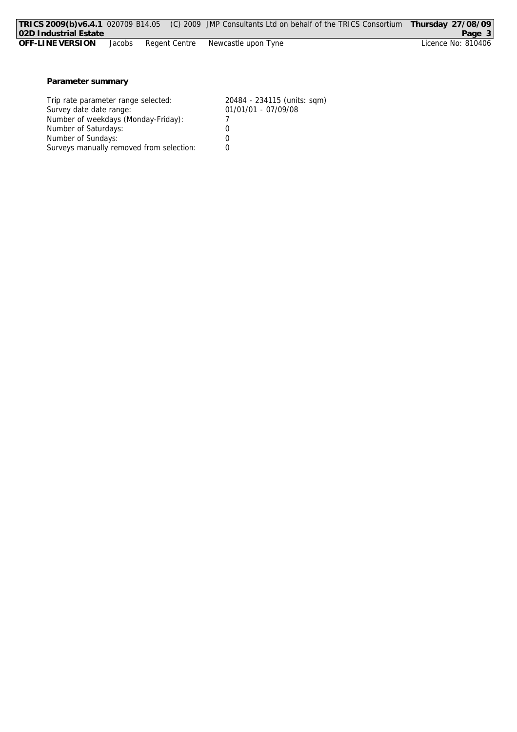**Parameter summary**

| | |
|---|---|
| Trip rate parameter range selected: | 20484 - 234115 (units: sqm) |
| Survey date date range: | 01/01/01 - 07/09/08 |
| Number of weekdays (Monday-Friday): | 7 |
| Number of Saturdays: | 0 |
| Number of Sundays: | 0 |
| Surveys manually removed from selection: | 0 |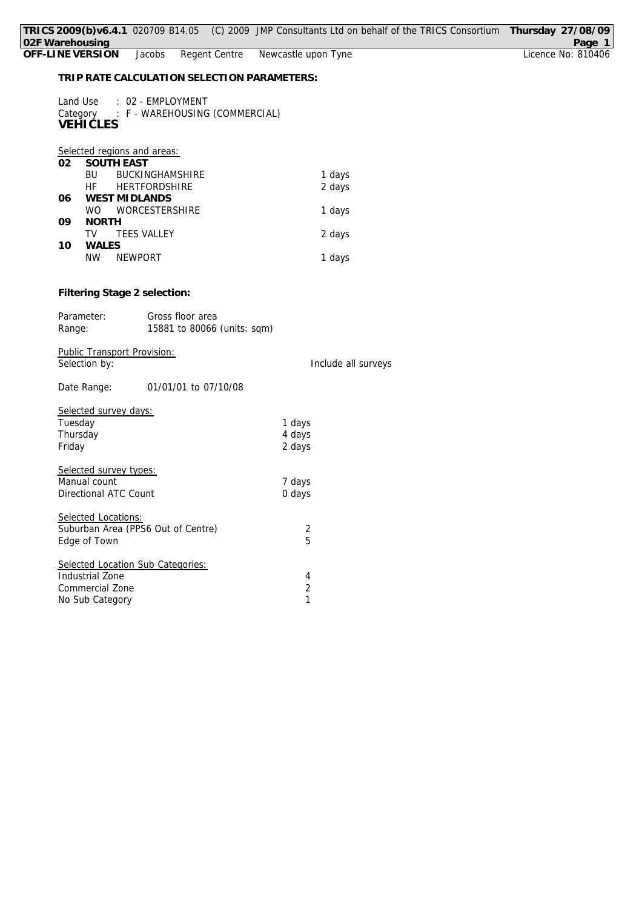**TRIP RATE CALCULATION SELECTION PARAMETERS:**

Land Use : 02 - EMPLOYMENT
Category : F - WAREHOUSING (COMMERCIAL)
**VEHICLES**

Selected regions and areas:

| | | |
|---|---|---|
| **02** | **SOUTH EAST** | |
| | BU BUCKINGHAMSHIRE | 1 days |
| | HF HERTFORDSHIRE | 2 days |
| **06** | **WEST MIDLANDS** | |
| | WO WORCESTERSHIRE | 1 days |
| **09** | **NORTH** | |
| | TV TEES VALLEY | 2 days |
| **10** | **WALES** | |
| | NW NEWPORT | 1 days |

**Filtering Stage 2 selection:**

Parameter: Gross floor area
Range: 15881 to 80066 (units: sqm)

Public Transport Provision:
Selection by: Include all surveys

Date Range: 01/01/01 to 07/10/08

Selected survey days:

| | |
|---|---|
| Tuesday | 1 days |
| Thursday | 4 days |
| Friday | 2 days |

Selected survey types:

| | |
|---|---|
| Manual count | 7 days |
| Directional ATC Count | 0 days |

Selected Locations:

| | |
|---|---|
| Suburban Area (PPS6 Out of Centre) | 2 |
| Edge of Town | 5 |

Selected Location Sub Categories:

| | |
|---|---|
| Industrial Zone | 4 |
| Commercial Zone | 2 |
| No Sub Category | 1 |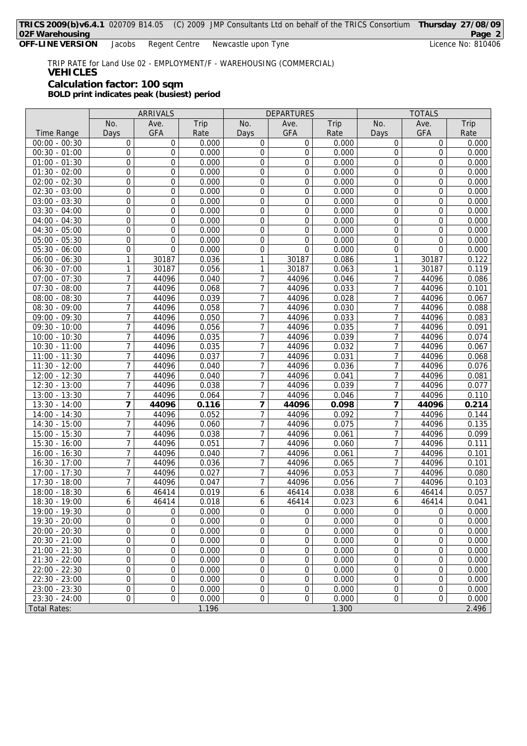TRIP RATE for Land Use 02 - EMPLOYMENT/F - WAREHOUSING (COMMERCIAL)

**VEHICLES**

**Calculation factor: 100 sqm**

**BOLD print indicates peak (busiest) period**

| | ARRIVALS | | | DEPARTURES | | | TOTALS | | |
|---|---|---|---|---|---|---|---|---|---|
| Time Range | No. Days | Ave. GFA | Trip Rate | No. Days | Ave. GFA | Trip Rate | No. Days | Ave. GFA | Trip Rate |
| 00:00 - 00:30 | 0 | 0 | 0.000 | 0 | 0 | 0.000 | 0 | 0 | 0.000 |
| 00:30 - 01:00 | 0 | 0 | 0.000 | 0 | 0 | 0.000 | 0 | 0 | 0.000 |
| 01:00 - 01:30 | 0 | 0 | 0.000 | 0 | 0 | 0.000 | 0 | 0 | 0.000 |
| 01:30 - 02:00 | 0 | 0 | 0.000 | 0 | 0 | 0.000 | 0 | 0 | 0.000 |
| 02:00 - 02:30 | 0 | 0 | 0.000 | 0 | 0 | 0.000 | 0 | 0 | 0.000 |
| 02:30 - 03:00 | 0 | 0 | 0.000 | 0 | 0 | 0.000 | 0 | 0 | 0.000 |
| 03:00 - 03:30 | 0 | 0 | 0.000 | 0 | 0 | 0.000 | 0 | 0 | 0.000 |
| 03:30 - 04:00 | 0 | 0 | 0.000 | 0 | 0 | 0.000 | 0 | 0 | 0.000 |
| 04:00 - 04:30 | 0 | 0 | 0.000 | 0 | 0 | 0.000 | 0 | 0 | 0.000 |
| 04:30 - 05:00 | 0 | 0 | 0.000 | 0 | 0 | 0.000 | 0 | 0 | 0.000 |
| 05:00 - 05:30 | 0 | 0 | 0.000 | 0 | 0 | 0.000 | 0 | 0 | 0.000 |
| 05:30 - 06:00 | 0 | 0 | 0.000 | 0 | 0 | 0.000 | 0 | 0 | 0.000 |
| 06:00 - 06:30 | 1 | 30187 | 0.036 | 1 | 30187 | 0.086 | 1 | 30187 | 0.122 |
| 06:30 - 07:00 | 1 | 30187 | 0.056 | 1 | 30187 | 0.063 | 1 | 30187 | 0.119 |
| 07:00 - 07:30 | 7 | 44096 | 0.040 | 7 | 44096 | 0.046 | 7 | 44096 | 0.086 |
| 07:30 - 08:00 | 7 | 44096 | 0.068 | 7 | 44096 | 0.033 | 7 | 44096 | 0.101 |
| 08:00 - 08:30 | 7 | 44096 | 0.039 | 7 | 44096 | 0.028 | 7 | 44096 | 0.067 |
| 08:30 - 09:00 | 7 | 44096 | 0.058 | 7 | 44096 | 0.030 | 7 | 44096 | 0.088 |
| 09:00 - 09:30 | 7 | 44096 | 0.050 | 7 | 44096 | 0.033 | 7 | 44096 | 0.083 |
| 09:30 - 10:00 | 7 | 44096 | 0.056 | 7 | 44096 | 0.035 | 7 | 44096 | 0.091 |
| 10:00 - 10:30 | 7 | 44096 | 0.035 | 7 | 44096 | 0.039 | 7 | 44096 | 0.074 |
| 10:30 - 11:00 | 7 | 44096 | 0.035 | 7 | 44096 | 0.032 | 7 | 44096 | 0.067 |
| 11:00 - 11:30 | 7 | 44096 | 0.037 | 7 | 44096 | 0.031 | 7 | 44096 | 0.068 |
| 11:30 - 12:00 | 7 | 44096 | 0.040 | 7 | 44096 | 0.036 | 7 | 44096 | 0.076 |
| 12:00 - 12:30 | 7 | 44096 | 0.040 | 7 | 44096 | 0.041 | 7 | 44096 | 0.081 |
| 12:30 - 13:00 | 7 | 44096 | 0.038 | 7 | 44096 | 0.039 | 7 | 44096 | 0.077 |
| 13:00 - 13:30 | 7 | 44096 | 0.064 | 7 | 44096 | 0.046 | 7 | 44096 | 0.110 |
| 13:30 - 14:00 | **7** | **44096** | **0.116** | **7** | **44096** | **0.098** | **7** | **44096** | **0.214** |
| 14:00 - 14:30 | 7 | 44096 | 0.052 | 7 | 44096 | 0.092 | 7 | 44096 | 0.144 |
| 14:30 - 15:00 | 7 | 44096 | 0.060 | 7 | 44096 | 0.075 | 7 | 44096 | 0.135 |
| 15:00 - 15:30 | 7 | 44096 | 0.038 | 7 | 44096 | 0.061 | 7 | 44096 | 0.099 |
| 15:30 - 16:00 | 7 | 44096 | 0.051 | 7 | 44096 | 0.060 | 7 | 44096 | 0.111 |
| 16:00 - 16:30 | 7 | 44096 | 0.040 | 7 | 44096 | 0.061 | 7 | 44096 | 0.101 |
| 16:30 - 17:00 | 7 | 44096 | 0.036 | 7 | 44096 | 0.065 | 7 | 44096 | 0.101 |
| 17:00 - 17:30 | 7 | 44096 | 0.027 | 7 | 44096 | 0.053 | 7 | 44096 | 0.080 |
| 17:30 - 18:00 | 7 | 44096 | 0.047 | 7 | 44096 | 0.056 | 7 | 44096 | 0.103 |
| 18:00 - 18:30 | 6 | 46414 | 0.019 | 6 | 46414 | 0.038 | 6 | 46414 | 0.057 |
| 18:30 - 19:00 | 6 | 46414 | 0.018 | 6 | 46414 | 0.023 | 6 | 46414 | 0.041 |
| 19:00 - 19:30 | 0 | 0 | 0.000 | 0 | 0 | 0.000 | 0 | 0 | 0.000 |
| 19:30 - 20:00 | 0 | 0 | 0.000 | 0 | 0 | 0.000 | 0 | 0 | 0.000 |
| 20:00 - 20:30 | 0 | 0 | 0.000 | 0 | 0 | 0.000 | 0 | 0 | 0.000 |
| 20:30 - 21:00 | 0 | 0 | 0.000 | 0 | 0 | 0.000 | 0 | 0 | 0.000 |
| 21:00 - 21:30 | 0 | 0 | 0.000 | 0 | 0 | 0.000 | 0 | 0 | 0.000 |
| 21:30 - 22:00 | 0 | 0 | 0.000 | 0 | 0 | 0.000 | 0 | 0 | 0.000 |
| 22:00 - 22:30 | 0 | 0 | 0.000 | 0 | 0 | 0.000 | 0 | 0 | 0.000 |
| 22:30 - 23:00 | 0 | 0 | 0.000 | 0 | 0 | 0.000 | 0 | 0 | 0.000 |
| 23:00 - 23:30 | 0 | 0 | 0.000 | 0 | 0 | 0.000 | 0 | 0 | 0.000 |
| 23:30 - 24:00 | 0 | 0 | 0.000 | 0 | 0 | 0.000 | 0 | 0 | 0.000 |
| Total Rates: | | | 1.196 | | | 1.300 | | | 2.496 |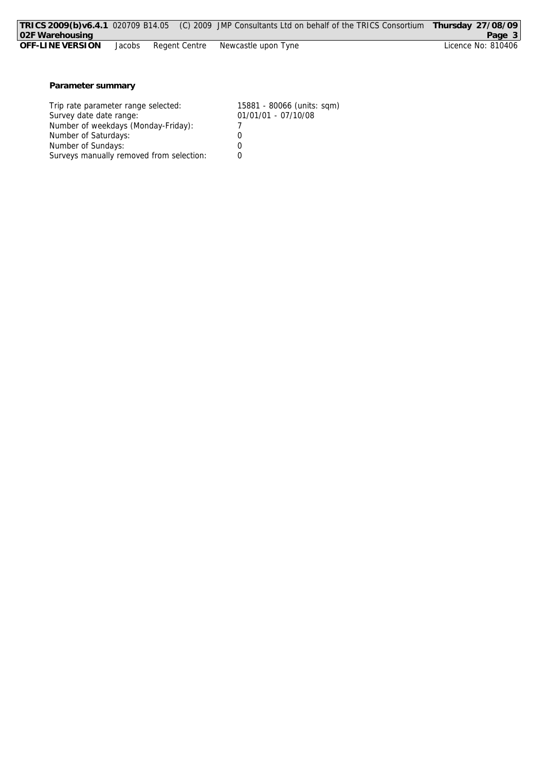**Parameter summary**

| | |
|---|---|
| Trip rate parameter range selected: | 15881 - 80066 (units: sqm) |
| Survey date date range: | 01/01/01 - 07/10/08 |
| Number of weekdays (Monday-Friday): | 7 |
| Number of Saturdays: | 0 |
| Number of Sundays: | 0 |
| Surveys manually removed from selection: | 0 |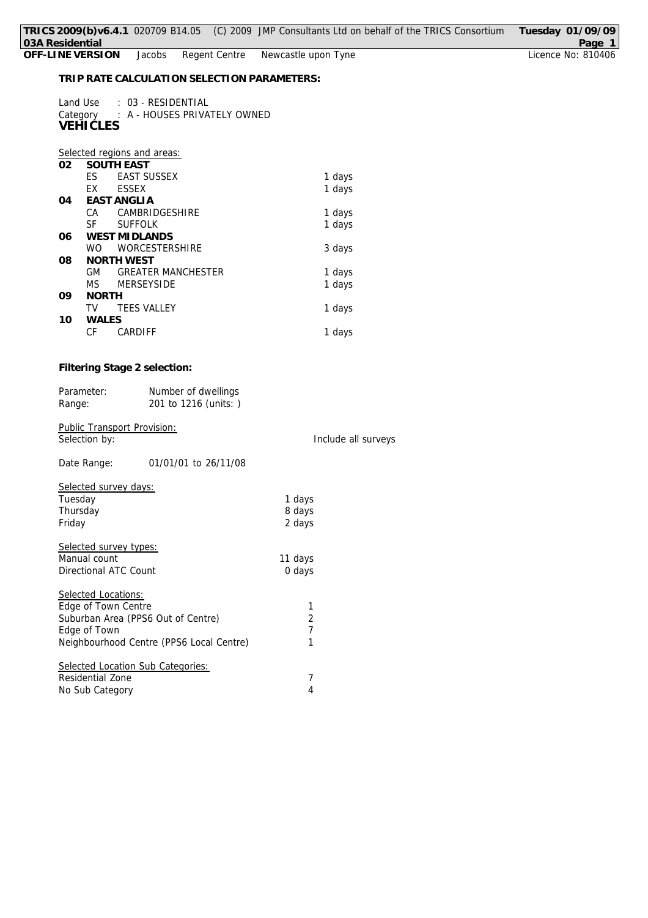**TRIP RATE CALCULATION SELECTION PARAMETERS:**

Land Use : 03 - RESIDENTIAL
Category : A - HOUSES PRIVATELY OWNED
**VEHICLES**

Selected regions and areas:

| | | | |
|---|---|---|---|
| **02** | **SOUTH EAST** | | |
| | ES | EAST SUSSEX | 1 days |
| | EX | ESSEX | 1 days |
| **04** | **EAST ANGLIA** | | |
| | CA | CAMBRIDGESHIRE | 1 days |
| | SF | SUFFOLK | 1 days |
| **06** | **WEST MIDLANDS** | | |
| | WO | WORCESTERSHIRE | 3 days |
| **08** | **NORTH WEST** | | |
| | GM | GREATER MANCHESTER | 1 days |
| | MS | MERSEYSIDE | 1 days |
| **09** | **NORTH** | | |
| | TV | TEES VALLEY | 1 days |
| **10** | **WALES** | | |
| | CF | CARDIFF | 1 days |

**Filtering Stage 2 selection:**

Parameter: Number of dwellings
Range: 201 to 1216 (units: )

Public Transport Provision:
Selection by: Include all surveys

Date Range: 01/01/01 to 26/11/08

Selected survey days:

| | |
|---|---|
| Tuesday | 1 days |
| Thursday | 8 days |
| Friday | 2 days |

Selected survey types:

| | |
|---|---|
| Manual count | 11 days |
| Directional ATC Count | 0 days |

Selected Locations:

| | |
|---|---|
| Edge of Town Centre | 1 |
| Suburban Area (PPS6 Out of Centre) | 2 |
| Edge of Town | 7 |
| Neighbourhood Centre (PPS6 Local Centre) | 1 |

Selected Location Sub Categories:

| | |
|---|---|
| Residential Zone | 7 |
| No Sub Category | 4 |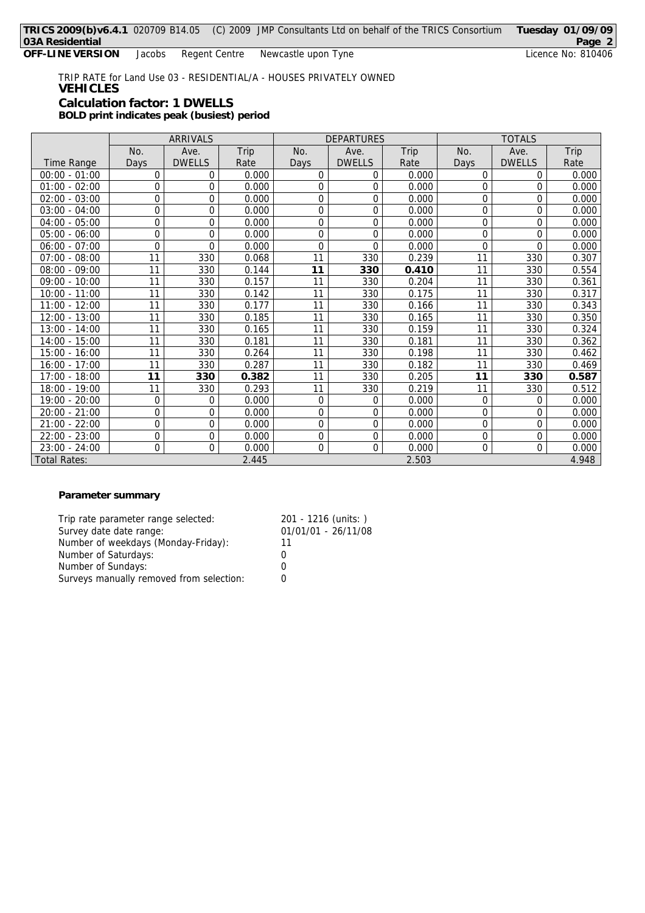TRIP RATE for Land Use 03 - RESIDENTIAL/A - HOUSES PRIVATELY OWNED

**VEHICLES**

**Calculation factor: 1 DWELLS**

**BOLD print indicates peak (busiest) period**

| | ARRIVALS | | | DEPARTURES | | | TOTALS | | |
|---|---|---|---|---|---|---|---|---|---|
| Time Range | No. Days | Ave. DWELLS | Trip Rate | No. Days | Ave. DWELLS | Trip Rate | No. Days | Ave. DWELLS | Trip Rate |
| 00:00 - 01:00 | 0 | 0 | 0.000 | 0 | 0 | 0.000 | 0 | 0 | 0.000 |
| 01:00 - 02:00 | 0 | 0 | 0.000 | 0 | 0 | 0.000 | 0 | 0 | 0.000 |
| 02:00 - 03:00 | 0 | 0 | 0.000 | 0 | 0 | 0.000 | 0 | 0 | 0.000 |
| 03:00 - 04:00 | 0 | 0 | 0.000 | 0 | 0 | 0.000 | 0 | 0 | 0.000 |
| 04:00 - 05:00 | 0 | 0 | 0.000 | 0 | 0 | 0.000 | 0 | 0 | 0.000 |
| 05:00 - 06:00 | 0 | 0 | 0.000 | 0 | 0 | 0.000 | 0 | 0 | 0.000 |
| 06:00 - 07:00 | 0 | 0 | 0.000 | 0 | 0 | 0.000 | 0 | 0 | 0.000 |
| 07:00 - 08:00 | 11 | 330 | 0.068 | 11 | 330 | 0.239 | 11 | 330 | 0.307 |
| 08:00 - 09:00 | 11 | 330 | 0.144 | **11** | **330** | **0.410** | 11 | 330 | 0.554 |
| 09:00 - 10:00 | 11 | 330 | 0.157 | 11 | 330 | 0.204 | 11 | 330 | 0.361 |
| 10:00 - 11:00 | 11 | 330 | 0.142 | 11 | 330 | 0.175 | 11 | 330 | 0.317 |
| 11:00 - 12:00 | 11 | 330 | 0.177 | 11 | 330 | 0.166 | 11 | 330 | 0.343 |
| 12:00 - 13:00 | 11 | 330 | 0.185 | 11 | 330 | 0.165 | 11 | 330 | 0.350 |
| 13:00 - 14:00 | 11 | 330 | 0.165 | 11 | 330 | 0.159 | 11 | 330 | 0.324 |
| 14:00 - 15:00 | 11 | 330 | 0.181 | 11 | 330 | 0.181 | 11 | 330 | 0.362 |
| 15:00 - 16:00 | 11 | 330 | 0.264 | 11 | 330 | 0.198 | 11 | 330 | 0.462 |
| 16:00 - 17:00 | 11 | 330 | 0.287 | 11 | 330 | 0.182 | 11 | 330 | 0.469 |
| 17:00 - 18:00 | **11** | **330** | **0.382** | 11 | 330 | 0.205 | **11** | **330** | **0.587** |
| 18:00 - 19:00 | 11 | 330 | 0.293 | 11 | 330 | 0.219 | 11 | 330 | 0.512 |
| 19:00 - 20:00 | 0 | 0 | 0.000 | 0 | 0 | 0.000 | 0 | 0 | 0.000 |
| 20:00 - 21:00 | 0 | 0 | 0.000 | 0 | 0 | 0.000 | 0 | 0 | 0.000 |
| 21:00 - 22:00 | 0 | 0 | 0.000 | 0 | 0 | 0.000 | 0 | 0 | 0.000 |
| 22:00 - 23:00 | 0 | 0 | 0.000 | 0 | 0 | 0.000 | 0 | 0 | 0.000 |
| 23:00 - 24:00 | 0 | 0 | 0.000 | 0 | 0 | 0.000 | 0 | 0 | 0.000 |
| Total Rates: | | | 2.445 | | | 2.503 | | | 4.948 |

**Parameter summary**

| | |
|---|---|
| Trip rate parameter range selected: | 201 - 1216 (units: ) |
| Survey date date range: | 01/01/01 - 26/11/08 |
| Number of weekdays (Monday-Friday): | 11 |
| Number of Saturdays: | 0 |
| Number of Sundays: | 0 |
| Surveys manually removed from selection: | 0 |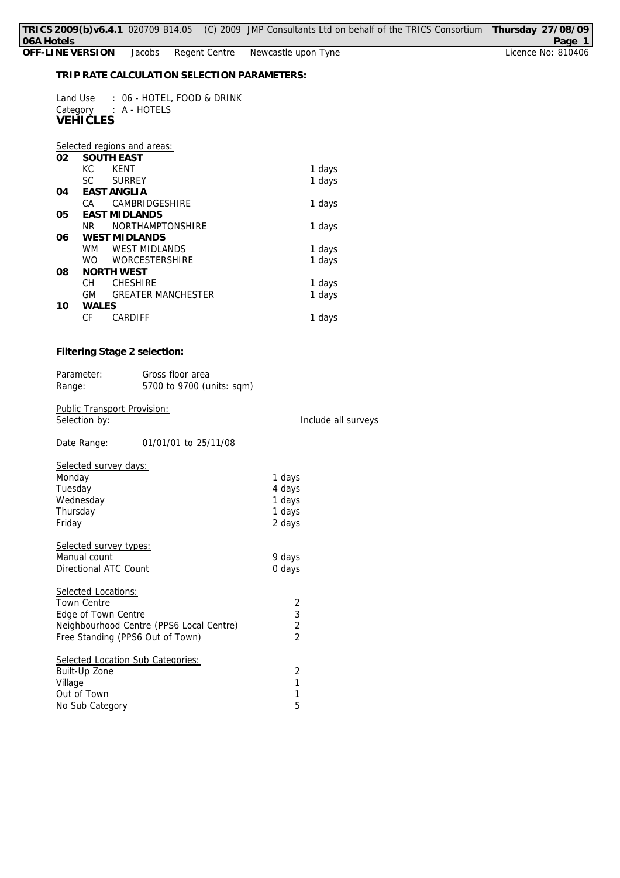**TRIP RATE CALCULATION SELECTION PARAMETERS:**

Land Use : 06 - HOTEL, FOOD & DRINK
Category : A - HOTELS
**VEHICLES**

Selected regions and areas:

| | | | |
|---|---|---|---|
| **02** | **SOUTH EAST** | | |
| | KC | KENT | 1 days |
| | SC | SURREY | 1 days |
| **04** | **EAST ANGLIA** | | |
| | CA | CAMBRIDGESHIRE | 1 days |
| **05** | **EAST MIDLANDS** | | |
| | NR | NORTHAMPTONSHIRE | 1 days |
| **06** | **WEST MIDLANDS** | | |
| | WM | WEST MIDLANDS | 1 days |
| | WO | WORCESTERSHIRE | 1 days |
| **08** | **NORTH WEST** | | |
| | CH | CHESHIRE | 1 days |
| | GM | GREATER MANCHESTER | 1 days |
| **10** | **WALES** | | |
| | CF | CARDIFF | 1 days |

**Filtering Stage 2 selection:**

Parameter: Gross floor area
Range: 5700 to 9700 (units: sqm)

Public Transport Provision:
Selection by: Include all surveys

Date Range: 01/01/01 to 25/11/08

Selected survey days:

| | |
|---|---|
| Monday | 1 days |
| Tuesday | 4 days |
| Wednesday | 1 days |
| Thursday | 1 days |
| Friday | 2 days |

Selected survey types:

| | |
|---|---|
| Manual count | 9 days |
| Directional ATC Count | 0 days |

Selected Locations:

| | |
|---|---|
| Town Centre | 2 |
| Edge of Town Centre | 3 |
| Neighbourhood Centre (PPS6 Local Centre) | 2 |
| Free Standing (PPS6 Out of Town) | 2 |

Selected Location Sub Categories:

| | |
|---|---|
| Built-Up Zone | 2 |
| Village | 1 |
| Out of Town | 1 |
| No Sub Category | 5 |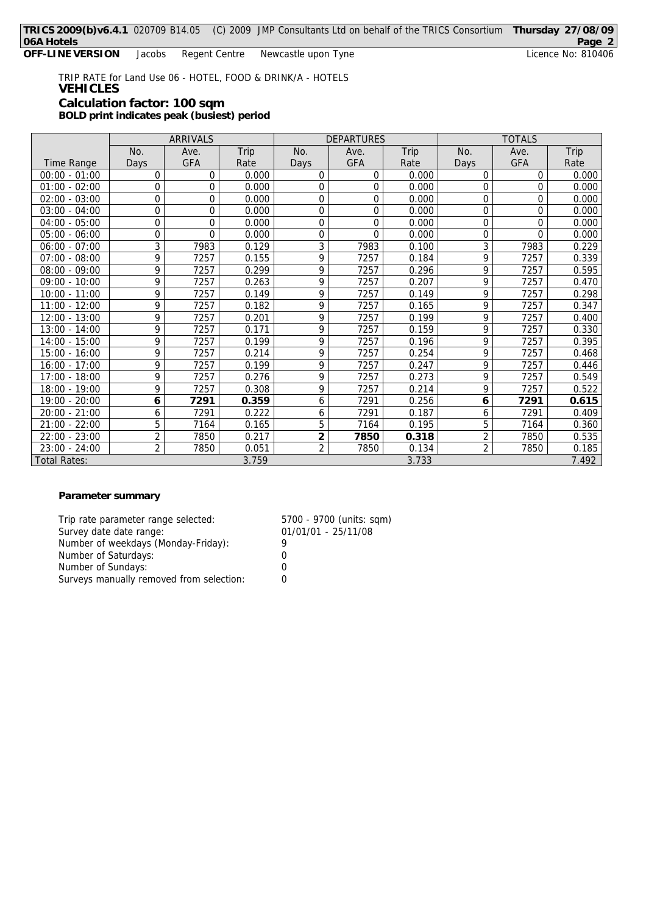TRIP RATE for Land Use 06 - HOTEL, FOOD & DRINK/A - HOTELS

**VEHICLES**

**Calculation factor: 100 sqm**

**BOLD print indicates peak (busiest) period**

| | ARRIVALS | | | DEPARTURES | | | TOTALS | | |
|---|---|---|---|---|---|---|---|---|---|
| Time Range | No. Days | Ave. GFA | Trip Rate | No. Days | Ave. GFA | Trip Rate | No. Days | Ave. GFA | Trip Rate |
| 00:00 - 01:00 | 0 | 0 | 0.000 | 0 | 0 | 0.000 | 0 | 0 | 0.000 |
| 01:00 - 02:00 | 0 | 0 | 0.000 | 0 | 0 | 0.000 | 0 | 0 | 0.000 |
| 02:00 - 03:00 | 0 | 0 | 0.000 | 0 | 0 | 0.000 | 0 | 0 | 0.000 |
| 03:00 - 04:00 | 0 | 0 | 0.000 | 0 | 0 | 0.000 | 0 | 0 | 0.000 |
| 04:00 - 05:00 | 0 | 0 | 0.000 | 0 | 0 | 0.000 | 0 | 0 | 0.000 |
| 05:00 - 06:00 | 0 | 0 | 0.000 | 0 | 0 | 0.000 | 0 | 0 | 0.000 |
| 06:00 - 07:00 | 3 | 7983 | 0.129 | 3 | 7983 | 0.100 | 3 | 7983 | 0.229 |
| 07:00 - 08:00 | 9 | 7257 | 0.155 | 9 | 7257 | 0.184 | 9 | 7257 | 0.339 |
| 08:00 - 09:00 | 9 | 7257 | 0.299 | 9 | 7257 | 0.296 | 9 | 7257 | 0.595 |
| 09:00 - 10:00 | 9 | 7257 | 0.263 | 9 | 7257 | 0.207 | 9 | 7257 | 0.470 |
| 10:00 - 11:00 | 9 | 7257 | 0.149 | 9 | 7257 | 0.149 | 9 | 7257 | 0.298 |
| 11:00 - 12:00 | 9 | 7257 | 0.182 | 9 | 7257 | 0.165 | 9 | 7257 | 0.347 |
| 12:00 - 13:00 | 9 | 7257 | 0.201 | 9 | 7257 | 0.199 | 9 | 7257 | 0.400 |
| 13:00 - 14:00 | 9 | 7257 | 0.171 | 9 | 7257 | 0.159 | 9 | 7257 | 0.330 |
| 14:00 - 15:00 | 9 | 7257 | 0.199 | 9 | 7257 | 0.196 | 9 | 7257 | 0.395 |
| 15:00 - 16:00 | 9 | 7257 | 0.214 | 9 | 7257 | 0.254 | 9 | 7257 | 0.468 |
| 16:00 - 17:00 | 9 | 7257 | 0.199 | 9 | 7257 | 0.247 | 9 | 7257 | 0.446 |
| 17:00 - 18:00 | 9 | 7257 | 0.276 | 9 | 7257 | 0.273 | 9 | 7257 | 0.549 |
| 18:00 - 19:00 | 9 | 7257 | 0.308 | 9 | 7257 | 0.214 | 9 | 7257 | 0.522 |
| 19:00 - 20:00 | **6** | **7291** | **0.359** | 6 | 7291 | 0.256 | **6** | **7291** | **0.615** |
| 20:00 - 21:00 | 6 | 7291 | 0.222 | 6 | 7291 | 0.187 | 6 | 7291 | 0.409 |
| 21:00 - 22:00 | 5 | 7164 | 0.165 | 5 | 7164 | 0.195 | 5 | 7164 | 0.360 |
| 22:00 - 23:00 | 2 | 7850 | 0.217 | **2** | **7850** | **0.318** | 2 | 7850 | 0.535 |
| 23:00 - 24:00 | 2 | 7850 | 0.051 | 2 | 7850 | 0.134 | 2 | 7850 | 0.185 |
| Total Rates: | | | 3.759 | | | 3.733 | | | 7.492 |

**Parameter summary**

| | |
|---|---|
| Trip rate parameter range selected: | 5700 - 9700 (units: sqm) |
| Survey date date range: | 01/01/01 - 25/11/08 |
| Number of weekdays (Monday-Friday): | 9 |
| Number of Saturdays: | 0 |
| Number of Sundays: | 0 |
| Surveys manually removed from selection: | 0 |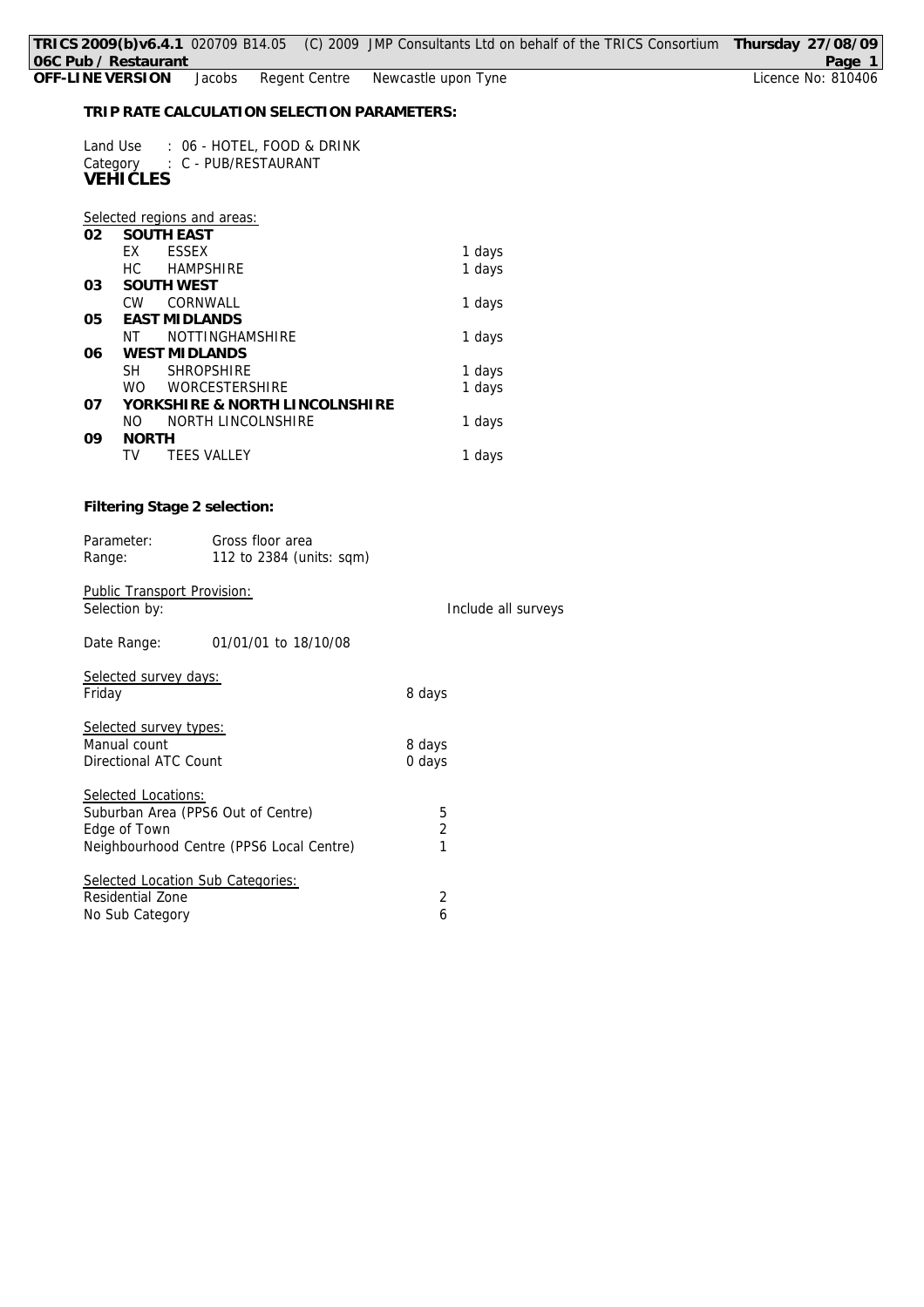**TRIP RATE CALCULATION SELECTION PARAMETERS:**

Land Use : 06 - HOTEL, FOOD & DRINK
Category : C - PUB/RESTAURANT
**VEHICLES**

Selected regions and areas:

| | | | |
|---|---|---|---|
| **02** | **SOUTH EAST** | | |
| | EX | ESSEX | 1 days |
| | HC | HAMPSHIRE | 1 days |
| **03** | **SOUTH WEST** | | |
| | CW | CORNWALL | 1 days |
| **05** | **EAST MIDLANDS** | | |
| | NT | NOTTINGHAMSHIRE | 1 days |
| **06** | **WEST MIDLANDS** | | |
| | SH | SHROPSHIRE | 1 days |
| | WO | WORCESTERSHIRE | 1 days |
| **07** | **YORKSHIRE & NORTH LINCOLNSHIRE** | | |
| | NO | NORTH LINCOLNSHIRE | 1 days |
| **09** | **NORTH** | | |
| | TV | TEES VALLEY | 1 days |

**Filtering Stage 2 selection:**

Parameter: Gross floor area
Range: 112 to 2384 (units: sqm)

Public Transport Provision:
Selection by: Include all surveys

Date Range: 01/01/01 to 18/10/08

Selected survey days:
Friday 8 days

Selected survey types:
Manual count 8 days
Directional ATC Count 0 days

Selected Locations:
Suburban Area (PPS6 Out of Centre) 5
Edge of Town 2
Neighbourhood Centre (PPS6 Local Centre) 1

Selected Location Sub Categories:
Residential Zone 2
No Sub Category 6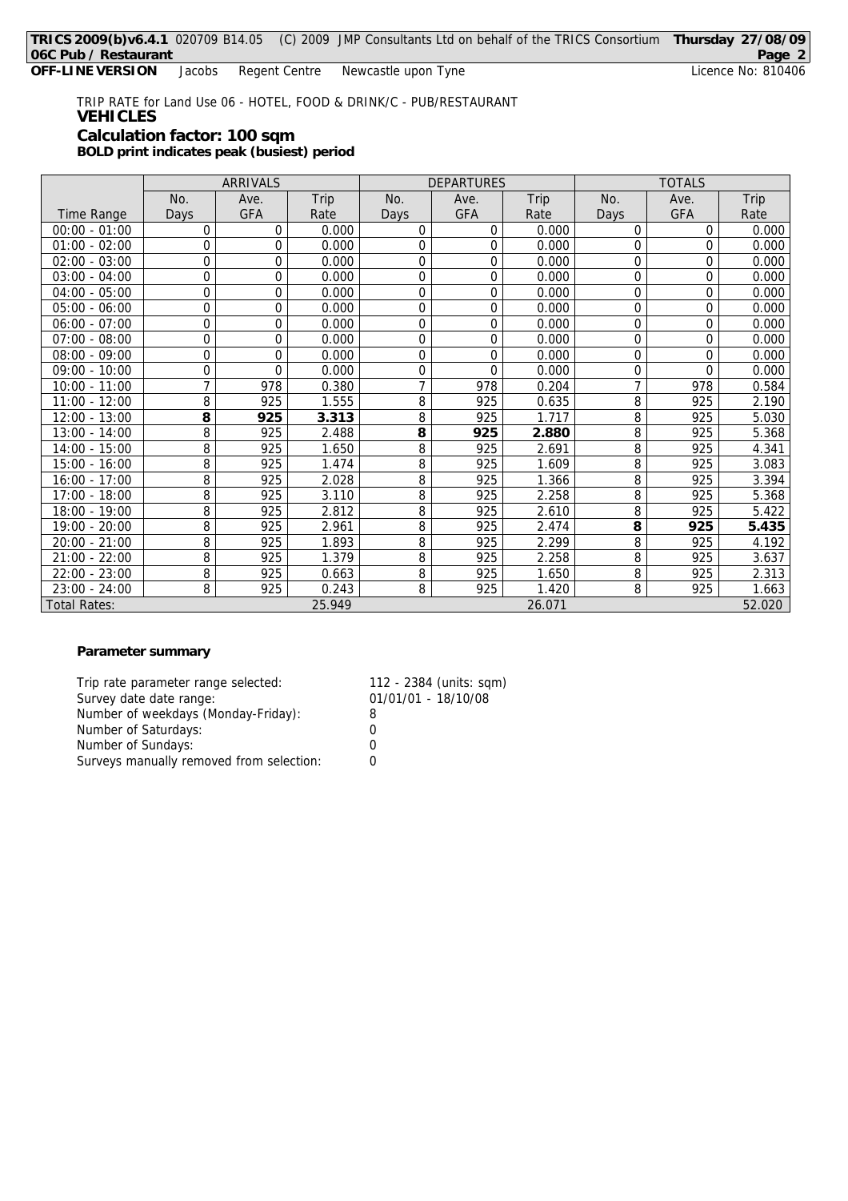TRIP RATE for Land Use 06 - HOTEL, FOOD & DRINK/C - PUB/RESTAURANT

**VEHICLES**

**Calculation factor: 100 sqm**

**BOLD print indicates peak (busiest) period**

| | ARRIVALS | | | DEPARTURES | | | TOTALS | | |
|---|---|---|---|---|---|---|---|---|---|
| Time Range | No. Days | Ave. GFA | Trip Rate | No. Days | Ave. GFA | Trip Rate | No. Days | Ave. GFA | Trip Rate |
| 00:00 - 01:00 | 0 | 0 | 0.000 | 0 | 0 | 0.000 | 0 | 0 | 0.000 |
| 01:00 - 02:00 | 0 | 0 | 0.000 | 0 | 0 | 0.000 | 0 | 0 | 0.000 |
| 02:00 - 03:00 | 0 | 0 | 0.000 | 0 | 0 | 0.000 | 0 | 0 | 0.000 |
| 03:00 - 04:00 | 0 | 0 | 0.000 | 0 | 0 | 0.000 | 0 | 0 | 0.000 |
| 04:00 - 05:00 | 0 | 0 | 0.000 | 0 | 0 | 0.000 | 0 | 0 | 0.000 |
| 05:00 - 06:00 | 0 | 0 | 0.000 | 0 | 0 | 0.000 | 0 | 0 | 0.000 |
| 06:00 - 07:00 | 0 | 0 | 0.000 | 0 | 0 | 0.000 | 0 | 0 | 0.000 |
| 07:00 - 08:00 | 0 | 0 | 0.000 | 0 | 0 | 0.000 | 0 | 0 | 0.000 |
| 08:00 - 09:00 | 0 | 0 | 0.000 | 0 | 0 | 0.000 | 0 | 0 | 0.000 |
| 09:00 - 10:00 | 0 | 0 | 0.000 | 0 | 0 | 0.000 | 0 | 0 | 0.000 |
| 10:00 - 11:00 | 7 | 978 | 0.380 | 7 | 978 | 0.204 | 7 | 978 | 0.584 |
| 11:00 - 12:00 | 8 | 925 | 1.555 | 8 | 925 | 0.635 | 8 | 925 | 2.190 |
| 12:00 - 13:00 | **8** | **925** | **3.313** | 8 | 925 | 1.717 | 8 | 925 | 5.030 |
| 13:00 - 14:00 | 8 | 925 | 2.488 | **8** | **925** | **2.880** | 8 | 925 | 5.368 |
| 14:00 - 15:00 | 8 | 925 | 1.650 | 8 | 925 | 2.691 | 8 | 925 | 4.341 |
| 15:00 - 16:00 | 8 | 925 | 1.474 | 8 | 925 | 1.609 | 8 | 925 | 3.083 |
| 16:00 - 17:00 | 8 | 925 | 2.028 | 8 | 925 | 1.366 | 8 | 925 | 3.394 |
| 17:00 - 18:00 | 8 | 925 | 3.110 | 8 | 925 | 2.258 | 8 | 925 | 5.368 |
| 18:00 - 19:00 | 8 | 925 | 2.812 | 8 | 925 | 2.610 | 8 | 925 | 5.422 |
| 19:00 - 20:00 | 8 | 925 | 2.961 | 8 | 925 | 2.474 | **8** | **925** | **5.435** |
| 20:00 - 21:00 | 8 | 925 | 1.893 | 8 | 925 | 2.299 | 8 | 925 | 4.192 |
| 21:00 - 22:00 | 8 | 925 | 1.379 | 8 | 925 | 2.258 | 8 | 925 | 3.637 |
| 22:00 - 23:00 | 8 | 925 | 0.663 | 8 | 925 | 1.650 | 8 | 925 | 2.313 |
| 23:00 - 24:00 | 8 | 925 | 0.243 | 8 | 925 | 1.420 | 8 | 925 | 1.663 |
| Total Rates: | | | 25.949 | | | 26.071 | | | 52.020 |

**Parameter summary**

| | |
|---|---|
| Trip rate parameter range selected: | 112 - 2384 (units: sqm) |
| Survey date date range: | 01/01/01 - 18/10/08 |
| Number of weekdays (Monday-Friday): | 8 |
| Number of Saturdays: | 0 |
| Number of Sundays: | 0 |
| Surveys manually removed from selection: | 0 |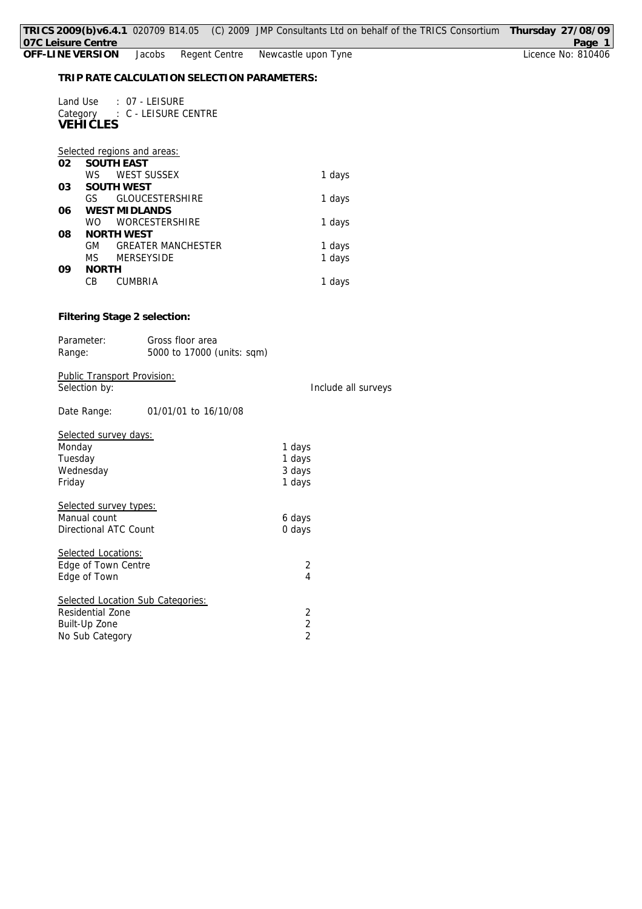**TRIP RATE CALCULATION SELECTION PARAMETERS:**

Land Use : 07 - LEISURE
Category : C - LEISURE CENTRE
**VEHICLES**

Selected regions and areas:

| | | | |
|---|---|---|---|
| **02** | **SOUTH EAST** | | |
| | WS | WEST SUSSEX | 1 days |
| **03** | **SOUTH WEST** | | |
| | GS | GLOUCESTERSHIRE | 1 days |
| **06** | **WEST MIDLANDS** | | |
| | WO | WORCESTERSHIRE | 1 days |
| **08** | **NORTH WEST** | | |
| | GM | GREATER MANCHESTER | 1 days |
| | MS | MERSEYSIDE | 1 days |
| **09** | **NORTH** | | |
| | CB | CUMBRIA | 1 days |

**Filtering Stage 2 selection:**

Parameter: Gross floor area
Range: 5000 to 17000 (units: sqm)

Public Transport Provision:
Selection by: Include all surveys

Date Range: 01/01/01 to 16/10/08

Selected survey days:

| | |
|---|---|
| Monday | 1 days |
| Tuesday | 1 days |
| Wednesday | 3 days |
| Friday | 1 days |

Selected survey types:

| | |
|---|---|
| Manual count | 6 days |
| Directional ATC Count | 0 days |

Selected Locations:

| | |
|---|---|
| Edge of Town Centre | 2 |
| Edge of Town | 4 |

Selected Location Sub Categories:

| | |
|---|---|
| Residential Zone | 2 |
| Built-Up Zone | 2 |
| No Sub Category | 2 |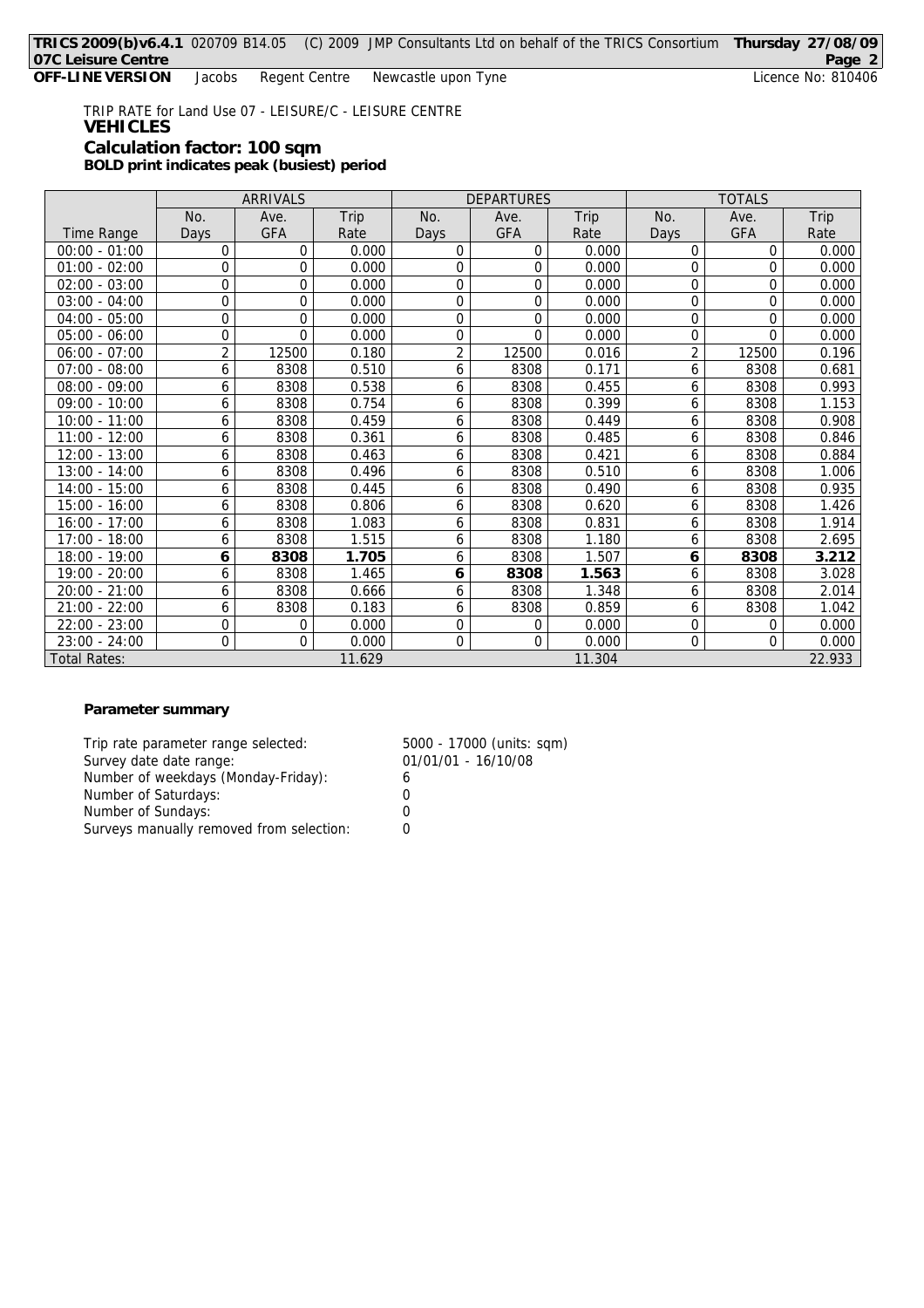TRIP RATE for Land Use 07 - LEISURE/C - LEISURE CENTRE
**VEHICLES**
**Calculation factor: 100 sqm**
**BOLD print indicates peak (busiest) period**

| | ARRIVALS | | | DEPARTURES | | | TOTALS | | |
|---|---|---|---|---|---|---|---|---|---|
| Time Range | No. Days | Ave. GFA | Trip Rate | No. Days | Ave. GFA | Trip Rate | No. Days | Ave. GFA | Trip Rate |
| 00:00 - 01:00 | 0 | 0 | 0.000 | 0 | 0 | 0.000 | 0 | 0 | 0.000 |
| 01:00 - 02:00 | 0 | 0 | 0.000 | 0 | 0 | 0.000 | 0 | 0 | 0.000 |
| 02:00 - 03:00 | 0 | 0 | 0.000 | 0 | 0 | 0.000 | 0 | 0 | 0.000 |
| 03:00 - 04:00 | 0 | 0 | 0.000 | 0 | 0 | 0.000 | 0 | 0 | 0.000 |
| 04:00 - 05:00 | 0 | 0 | 0.000 | 0 | 0 | 0.000 | 0 | 0 | 0.000 |
| 05:00 - 06:00 | 0 | 0 | 0.000 | 0 | 0 | 0.000 | 0 | 0 | 0.000 |
| 06:00 - 07:00 | 2 | 12500 | 0.180 | 2 | 12500 | 0.016 | 2 | 12500 | 0.196 |
| 07:00 - 08:00 | 6 | 8308 | 0.510 | 6 | 8308 | 0.171 | 6 | 8308 | 0.681 |
| 08:00 - 09:00 | 6 | 8308 | 0.538 | 6 | 8308 | 0.455 | 6 | 8308 | 0.993 |
| 09:00 - 10:00 | 6 | 8308 | 0.754 | 6 | 8308 | 0.399 | 6 | 8308 | 1.153 |
| 10:00 - 11:00 | 6 | 8308 | 0.459 | 6 | 8308 | 0.449 | 6 | 8308 | 0.908 |
| 11:00 - 12:00 | 6 | 8308 | 0.361 | 6 | 8308 | 0.485 | 6 | 8308 | 0.846 |
| 12:00 - 13:00 | 6 | 8308 | 0.463 | 6 | 8308 | 0.421 | 6 | 8308 | 0.884 |
| 13:00 - 14:00 | 6 | 8308 | 0.496 | 6 | 8308 | 0.510 | 6 | 8308 | 1.006 |
| 14:00 - 15:00 | 6 | 8308 | 0.445 | 6 | 8308 | 0.490 | 6 | 8308 | 0.935 |
| 15:00 - 16:00 | 6 | 8308 | 0.806 | 6 | 8308 | 0.620 | 6 | 8308 | 1.426 |
| 16:00 - 17:00 | 6 | 8308 | 1.083 | 6 | 8308 | 0.831 | 6 | 8308 | 1.914 |
| 17:00 - 18:00 | 6 | 8308 | 1.515 | 6 | 8308 | 1.180 | 6 | 8308 | 2.695 |
| 18:00 - 19:00 | **6** | **8308** | **1.705** | 6 | 8308 | 1.507 | **6** | **8308** | **3.212** |
| 19:00 - 20:00 | 6 | 8308 | 1.465 | **6** | **8308** | **1.563** | 6 | 8308 | 3.028 |
| 20:00 - 21:00 | 6 | 8308 | 0.666 | 6 | 8308 | 1.348 | 6 | 8308 | 2.014 |
| 21:00 - 22:00 | 6 | 8308 | 0.183 | 6 | 8308 | 0.859 | 6 | 8308 | 1.042 |
| 22:00 - 23:00 | 0 | 0 | 0.000 | 0 | 0 | 0.000 | 0 | 0 | 0.000 |
| 23:00 - 24:00 | 0 | 0 | 0.000 | 0 | 0 | 0.000 | 0 | 0 | 0.000 |
| Total Rates: | | | 11.629 | | | 11.304 | | | 22.933 |

**Parameter summary**

| | |
|---|---|
| Trip rate parameter range selected: | 5000 - 17000 (units: sqm) |
| Survey date date range: | 01/01/01 - 16/10/08 |
| Number of weekdays (Monday-Friday): | 6 |
| Number of Saturdays: | 0 |
| Number of Sundays: | 0 |
| Surveys manually removed from selection: | 0 |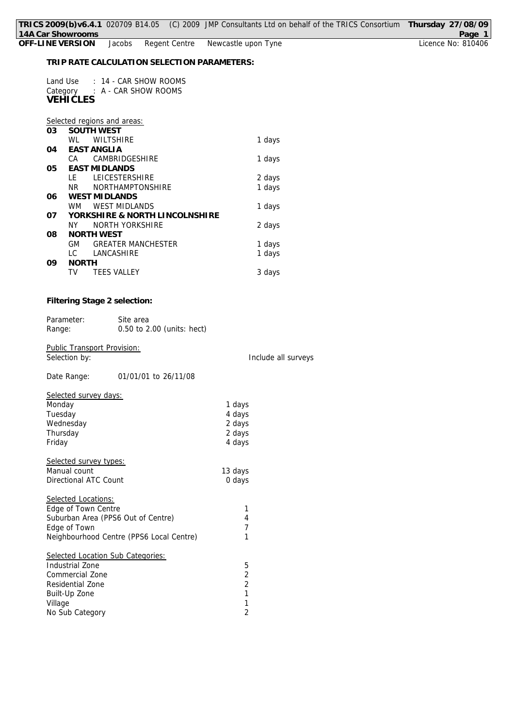**TRIP RATE CALCULATION SELECTION PARAMETERS:**

Land Use : 14 - CAR SHOW ROOMS
Category : A - CAR SHOW ROOMS
**VEHICLES**

Selected regions and areas:

| | | |
|---|---|---|
| **03** | **SOUTH WEST** | |
| | WL WILTSHIRE | 1 days |
| **04** | **EAST ANGLIA** | |
| | CA CAMBRIDGESHIRE | 1 days |
| **05** | **EAST MIDLANDS** | |
| | LE LEICESTERSHIRE | 2 days |
| | NR NORTHAMPTONSHIRE | 1 days |
| **06** | **WEST MIDLANDS** | |
| | WM WEST MIDLANDS | 1 days |
| **07** | **YORKSHIRE & NORTH LINCOLNSHIRE** | |
| | NY NORTH YORKSHIRE | 2 days |
| **08** | **NORTH WEST** | |
| | GM GREATER MANCHESTER | 1 days |
| | LC LANCASHIRE | 1 days |
| **09** | **NORTH** | |
| | TV TEES VALLEY | 3 days |

**Filtering Stage 2 selection:**

Parameter: Site area
Range: 0.50 to 2.00 (units: hect)

Public Transport Provision:
Selection by: Include all surveys

Date Range: 01/01/01 to 26/11/08

Selected survey days:

| | |
|---|---|
| Monday | 1 days |
| Tuesday | 4 days |
| Wednesday | 2 days |
| Thursday | 2 days |
| Friday | 4 days |

Selected survey types:

| | |
|---|---|
| Manual count | 13 days |
| Directional ATC Count | 0 days |

Selected Locations:

| | |
|---|---|
| Edge of Town Centre | 1 |
| Suburban Area (PPS6 Out of Centre) | 4 |
| Edge of Town | 7 |
| Neighbourhood Centre (PPS6 Local Centre) | 1 |

Selected Location Sub Categories:

| | |
|---|---|
| Industrial Zone | 5 |
| Commercial Zone | 2 |
| Residential Zone | 2 |
| Built-Up Zone | 1 |
| Village | 1 |
| No Sub Category | 2 |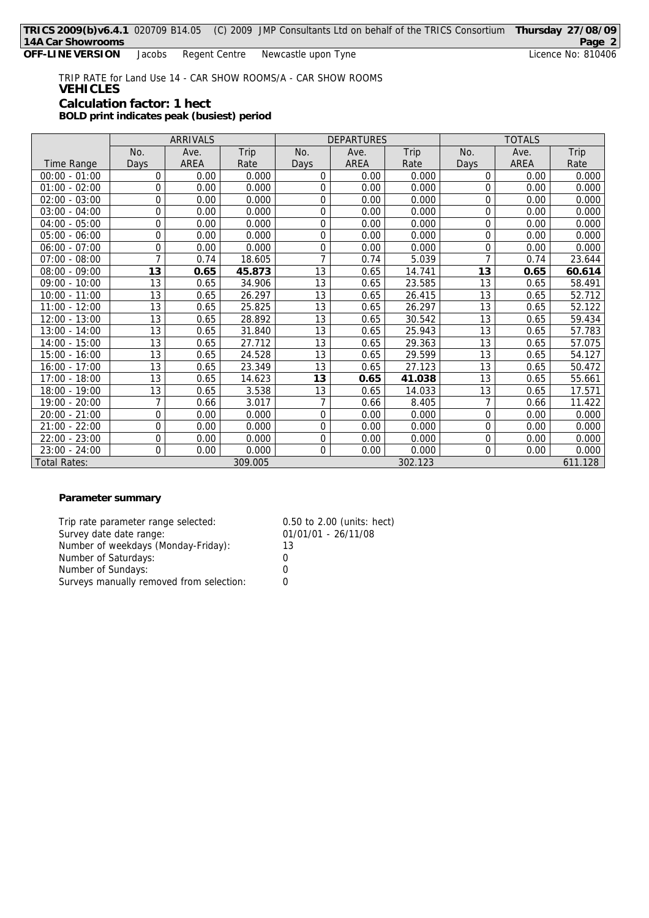TRIP RATE for Land Use 14 - CAR SHOW ROOMS/A - CAR SHOW ROOMS

**VEHICLES**

**Calculation factor: 1 hect**

**BOLD print indicates peak (busiest) period**

| | ARRIVALS | | | DEPARTURES | | | TOTALS | | |
|---|---|---|---|---|---|---|---|---|---|
| Time Range | No. Days | Ave. AREA | Trip Rate | No. Days | Ave. AREA | Trip Rate | No. Days | Ave. AREA | Trip Rate |
| 00:00 - 01:00 | 0 | 0.00 | 0.000 | 0 | 0.00 | 0.000 | 0 | 0.00 | 0.000 |
| 01:00 - 02:00 | 0 | 0.00 | 0.000 | 0 | 0.00 | 0.000 | 0 | 0.00 | 0.000 |
| 02:00 - 03:00 | 0 | 0.00 | 0.000 | 0 | 0.00 | 0.000 | 0 | 0.00 | 0.000 |
| 03:00 - 04:00 | 0 | 0.00 | 0.000 | 0 | 0.00 | 0.000 | 0 | 0.00 | 0.000 |
| 04:00 - 05:00 | 0 | 0.00 | 0.000 | 0 | 0.00 | 0.000 | 0 | 0.00 | 0.000 |
| 05:00 - 06:00 | 0 | 0.00 | 0.000 | 0 | 0.00 | 0.000 | 0 | 0.00 | 0.000 |
| 06:00 - 07:00 | 0 | 0.00 | 0.000 | 0 | 0.00 | 0.000 | 0 | 0.00 | 0.000 |
| 07:00 - 08:00 | 7 | 0.74 | 18.605 | 7 | 0.74 | 5.039 | 7 | 0.74 | 23.644 |
| 08:00 - 09:00 | **13** | **0.65** | **45.873** | 13 | 0.65 | 14.741 | **13** | **0.65** | **60.614** |
| 09:00 - 10:00 | 13 | 0.65 | 34.906 | 13 | 0.65 | 23.585 | 13 | 0.65 | 58.491 |
| 10:00 - 11:00 | 13 | 0.65 | 26.297 | 13 | 0.65 | 26.415 | 13 | 0.65 | 52.712 |
| 11:00 - 12:00 | 13 | 0.65 | 25.825 | 13 | 0.65 | 26.297 | 13 | 0.65 | 52.122 |
| 12:00 - 13:00 | 13 | 0.65 | 28.892 | 13 | 0.65 | 30.542 | 13 | 0.65 | 59.434 |
| 13:00 - 14:00 | 13 | 0.65 | 31.840 | 13 | 0.65 | 25.943 | 13 | 0.65 | 57.783 |
| 14:00 - 15:00 | 13 | 0.65 | 27.712 | 13 | 0.65 | 29.363 | 13 | 0.65 | 57.075 |
| 15:00 - 16:00 | 13 | 0.65 | 24.528 | 13 | 0.65 | 29.599 | 13 | 0.65 | 54.127 |
| 16:00 - 17:00 | 13 | 0.65 | 23.349 | 13 | 0.65 | 27.123 | 13 | 0.65 | 50.472 |
| 17:00 - 18:00 | 13 | 0.65 | 14.623 | **13** | **0.65** | **41.038** | 13 | 0.65 | 55.661 |
| 18:00 - 19:00 | 13 | 0.65 | 3.538 | 13 | 0.65 | 14.033 | 13 | 0.65 | 17.571 |
| 19:00 - 20:00 | 7 | 0.66 | 3.017 | 7 | 0.66 | 8.405 | 7 | 0.66 | 11.422 |
| 20:00 - 21:00 | 0 | 0.00 | 0.000 | 0 | 0.00 | 0.000 | 0 | 0.00 | 0.000 |
| 21:00 - 22:00 | 0 | 0.00 | 0.000 | 0 | 0.00 | 0.000 | 0 | 0.00 | 0.000 |
| 22:00 - 23:00 | 0 | 0.00 | 0.000 | 0 | 0.00 | 0.000 | 0 | 0.00 | 0.000 |
| 23:00 - 24:00 | 0 | 0.00 | 0.000 | 0 | 0.00 | 0.000 | 0 | 0.00 | 0.000 |
| Total Rates: | | | 309.005 | | | 302.123 | | | 611.128 |

**Parameter summary**

| | |
|---|---|
| Trip rate parameter range selected: | 0.50 to 2.00 (units: hect) |
| Survey date date range: | 01/01/01 - 26/11/08 |
| Number of weekdays (Monday-Friday): | 13 |
| Number of Saturdays: | 0 |
| Number of Sundays: | 0 |
| Surveys manually removed from selection: | 0 |